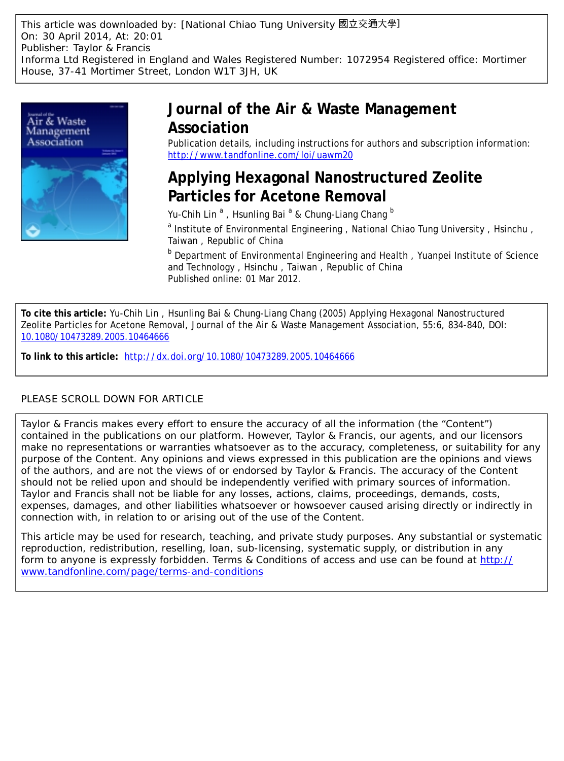This article was downloaded by: [National Chiao Tung University 國立交通大學]
On: 30 April 2014, At: 20:01
Publisher: Taylor & Francis
Informa Ltd Registered in England and Wales Registered Number: 1072954 Registered office: Mortimer House, 37-41 Mortimer Street, London W1T 3JH, UK

# Journal of the Air & Waste Management Association

Publication details, including instructions for authors and subscription information:
http://www.tandfonline.com/loi/uawm20

# Applying Hexagonal Nanostructured Zeolite Particles for Acetone Removal

Yu-Chih Lin [a], Hsunling Bai [a] & Chung-Liang Chang [b]

[a] Institute of Environmental Engineering, National Chiao Tung University, Hsinchu, Taiwan, Republic of China

[b] Department of Environmental Engineering and Health, Yuanpei Institute of Science and Technology, Hsinchu, Taiwan, Republic of China

Published online: 01 Mar 2012.

**To cite this article:** Yu-Chih Lin, Hsunling Bai & Chung-Liang Chang (2005) Applying Hexagonal Nanostructured Zeolite Particles for Acetone Removal, Journal of the Air & Waste Management Association, 55:6, 834-840, DOI: 10.1080/10473289.2005.10464666

**To link to this article:** http://dx.doi.org/10.1080/10473289.2005.10464666

PLEASE SCROLL DOWN FOR ARTICLE

Taylor & Francis makes every effort to ensure the accuracy of all the information (the "Content") contained in the publications on our platform. However, Taylor & Francis, our agents, and our licensors make no representations or warranties whatsoever as to the accuracy, completeness, or suitability for any purpose of the Content. Any opinions and views expressed in this publication are the opinions and views of the authors, and are not the views of or endorsed by Taylor & Francis. The accuracy of the Content should not be relied upon and should be independently verified with primary sources of information. Taylor and Francis shall not be liable for any losses, actions, claims, proceedings, demands, costs, expenses, damages, and other liabilities whatsoever or howsoever caused arising directly or indirectly in connection with, in relation to or arising out of the use of the Content.

This article may be used for research, teaching, and private study purposes. Any substantial or systematic reproduction, redistribution, reselling, loan, sub-licensing, systematic supply, or distribution in any form to anyone is expressly forbidden. Terms & Conditions of access and use can be found at http://www.tandfonline.com/page/terms-and-conditions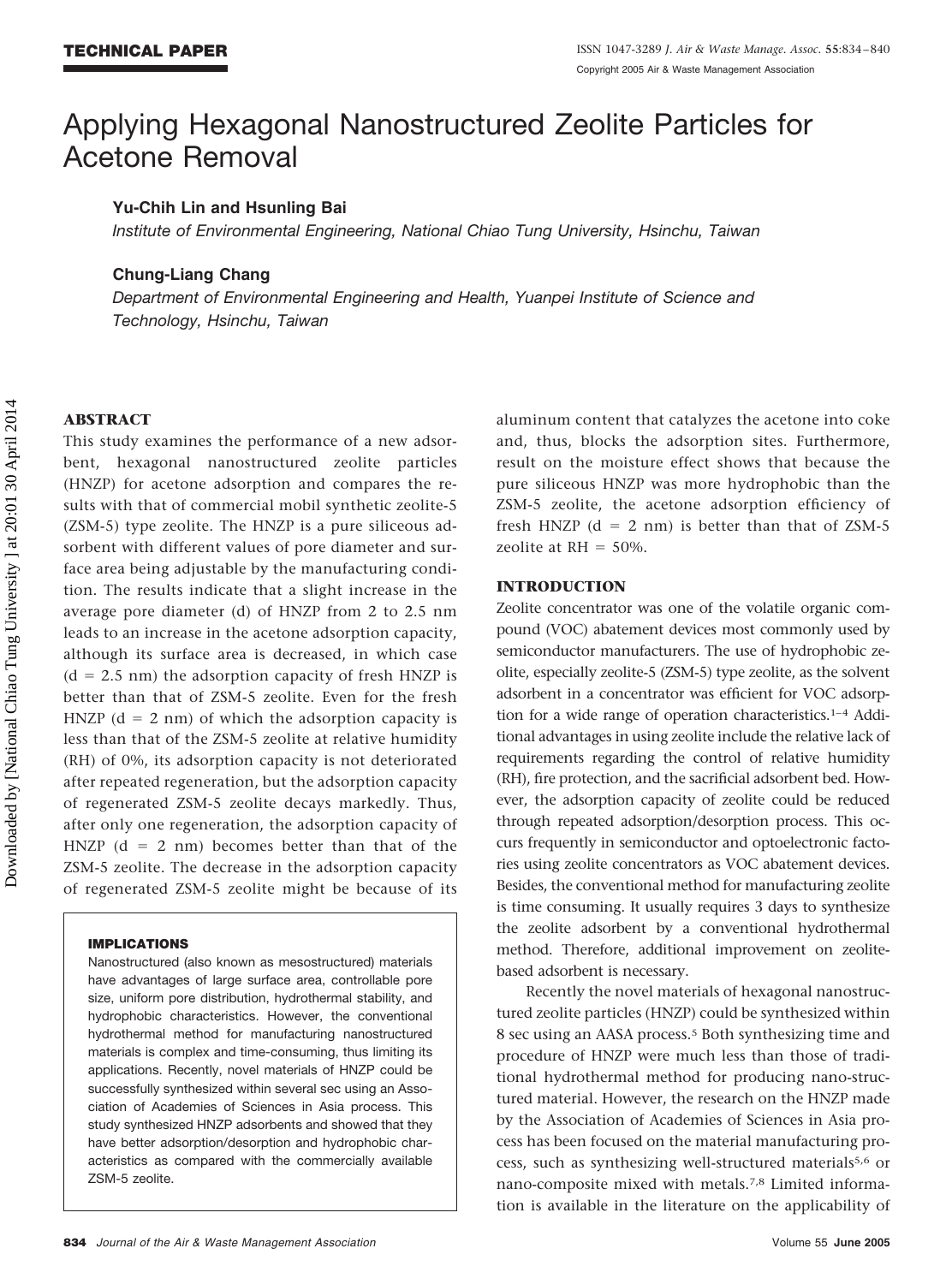# Applying Hexagonal Nanostructured Zeolite Particles for Acetone Removal

**Yu-Chih Lin and Hsunling Bai**

*Institute of Environmental Engineering, National Chiao Tung University, Hsinchu, Taiwan*

**Chung-Liang Chang**

*Department of Environmental Engineering and Health, Yuanpei Institute of Science and Technology, Hsinchu, Taiwan*

## ABSTRACT

This study examines the performance of a new adsorbent, hexagonal nanostructured zeolite particles (HNZP) for acetone adsorption and compares the results with that of commercial mobil synthetic zeolite-5 (ZSM-5) type zeolite. The HNZP is a pure siliceous adsorbent with different values of pore diameter and surface area being adjustable by the manufacturing condition. The results indicate that a slight increase in the average pore diameter (d) of HNZP from 2 to 2.5 nm leads to an increase in the acetone adsorption capacity, although its surface area is decreased, in which case (d = 2.5 nm) the adsorption capacity of fresh HNZP is better than that of ZSM-5 zeolite. Even for the fresh HNZP (d = 2 nm) of which the adsorption capacity is less than that of the ZSM-5 zeolite at relative humidity (RH) of 0%, its adsorption capacity is not deteriorated after repeated regeneration, but the adsorption capacity of regenerated ZSM-5 zeolite decays markedly. Thus, after only one regeneration, the adsorption capacity of HNZP (d = 2 nm) becomes better than that of the ZSM-5 zeolite. The decrease in the adsorption capacity of regenerated ZSM-5 zeolite might be because of its aluminum content that catalyzes the acetone into coke and, thus, blocks the adsorption sites. Furthermore, result on the moisture effect shows that because the pure siliceous HNZP was more hydrophobic than the ZSM-5 zeolite, the acetone adsorption efficiency of fresh HNZP (d = 2 nm) is better than that of ZSM-5 zeolite at RH = 50%.

#### IMPLICATIONS

Nanostructured (also known as mesostructured) materials have advantages of large surface area, controllable pore size, uniform pore distribution, hydrothermal stability, and hydrophobic characteristics. However, the conventional hydrothermal method for manufacturing nanostructured materials is complex and time-consuming, thus limiting its applications. Recently, novel materials of HNZP could be successfully synthesized within several sec using an Association of Academies of Sciences in Asia process. This study synthesized HNZP adsorbents and showed that they have better adsorption/desorption and hydrophobic characteristics as compared with the commercially available ZSM-5 zeolite.

## INTRODUCTION

Zeolite concentrator was one of the volatile organic compound (VOC) abatement devices most commonly used by semiconductor manufacturers. The use of hydrophobic zeolite, especially zeolite-5 (ZSM-5) type zeolite, as the solvent adsorbent in a concentrator was efficient for VOC adsorption for a wide range of operation characteristics.[1–4] Additional advantages in using zeolite include the relative lack of requirements regarding the control of relative humidity (RH), fire protection, and the sacrificial adsorbent bed. However, the adsorption capacity of zeolite could be reduced through repeated adsorption/desorption process. This occurs frequently in semiconductor and optoelectronic factories using zeolite concentrators as VOC abatement devices. Besides, the conventional method for manufacturing zeolite is time consuming. It usually requires 3 days to synthesize the zeolite adsorbent by a conventional hydrothermal method. Therefore, additional improvement on zeolite-based adsorbent is necessary.

Recently the novel materials of hexagonal nanostructured zeolite particles (HNZP) could be synthesized within 8 sec using an AASA process.[5] Both synthesizing time and procedure of HNZP were much less than those of traditional hydrothermal method for producing nano-structured material. However, the research on the HNZP made by the Association of Academies of Sciences in Asia process has been focused on the material manufacturing process, such as synthesizing well-structured materials[5,6] or nano-composite mixed with metals.[7,8] Limited information is available in the literature on the applicability of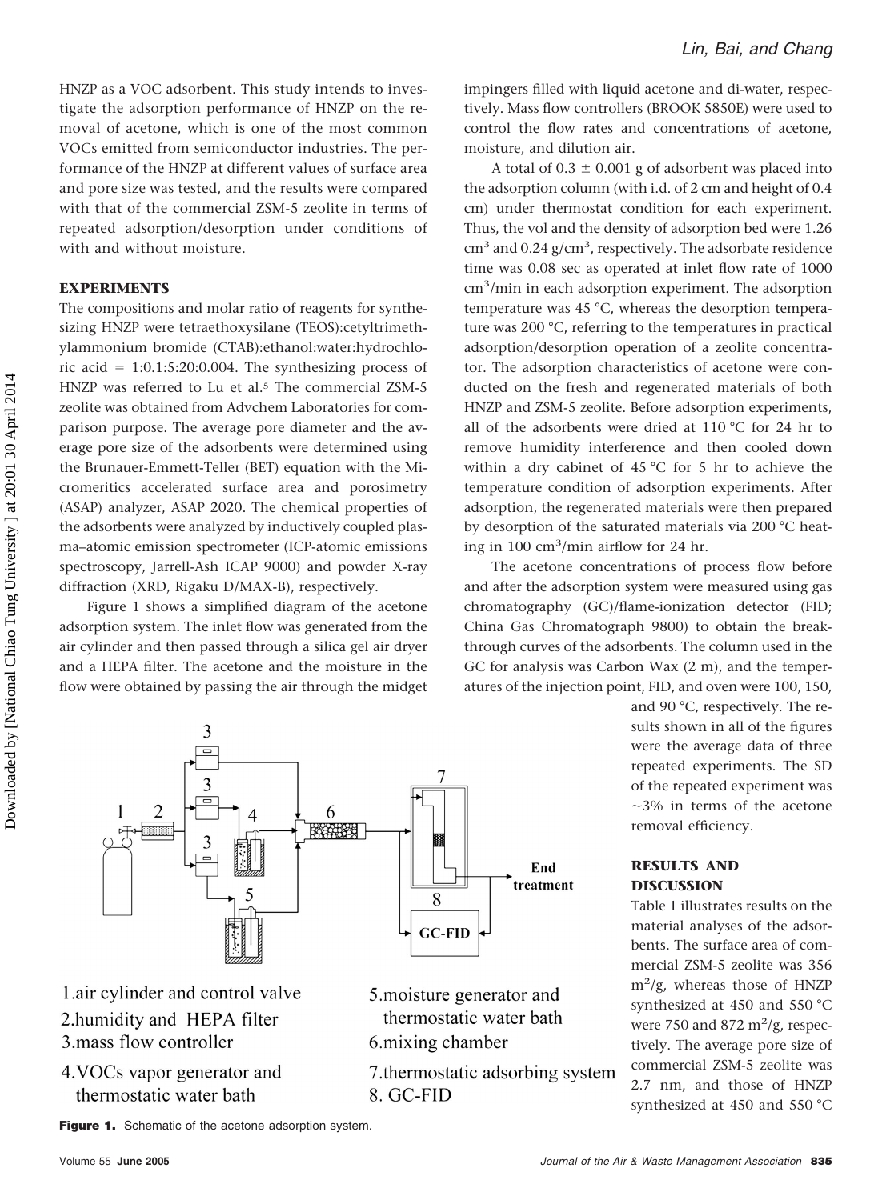HNZP as a VOC adsorbent. This study intends to investigate the adsorption performance of HNZP on the removal of acetone, which is one of the most common VOCs emitted from semiconductor industries. The performance of the HNZP at different values of surface area and pore size was tested, and the results were compared with that of the commercial ZSM-5 zeolite in terms of repeated adsorption/desorption under conditions of with and without moisture.

## EXPERIMENTS

The compositions and molar ratio of reagents for synthesizing HNZP were tetraethoxysilane (TEOS):cetyltrimethylammonium bromide (CTAB):ethanol:water:hydrochloric acid = 1:0.1:5:20:0.004. The synthesizing process of HNZP was referred to Lu et al.[5] The commercial ZSM-5 zeolite was obtained from Advchem Laboratories for comparison purpose. The average pore diameter and the average pore size of the adsorbents were determined using the Brunauer-Emmett-Teller (BET) equation with the Micromeritics accelerated surface area and porosimetry (ASAP) analyzer, ASAP 2020. The chemical properties of the adsorbents were analyzed by inductively coupled plasma–atomic emission spectrometer (ICP-atomic emissions spectroscopy, Jarrell-Ash ICAP 9000) and powder X-ray diffraction (XRD, Rigaku D/MAX-B), respectively.

Figure 1 shows a simplified diagram of the acetone adsorption system. The inlet flow was generated from the air cylinder and then passed through a silica gel air dryer and a HEPA filter. The acetone and the moisture in the flow were obtained by passing the air through the midget impingers filled with liquid acetone and di-water, respectively. Mass flow controllers (BROOK 5850E) were used to control the flow rates and concentrations of acetone, moisture, and dilution air.

A total of 0.3 ± 0.001 g of adsorbent was placed into the adsorption column (with i.d. of 2 cm and height of 0.4 cm) under thermostat condition for each experiment. Thus, the vol and the density of adsorption bed were 1.26 $cm^3$ and 0.24 $g/cm^3$, respectively. The adsorbate residence time was 0.08 sec as operated at inlet flow rate of 1000 $cm^3$/min in each adsorption experiment. The adsorption temperature was 45 °C, whereas the desorption temperature was 200 °C, referring to the temperatures in practical adsorption/desorption operation of a zeolite concentrator. The adsorption characteristics of acetone were conducted on the fresh and regenerated materials of both HNZP and ZSM-5 zeolite. Before adsorption experiments, all of the adsorbents were dried at 110 °C for 24 hr to remove humidity interference and then cooled down within a dry cabinet of 45 °C for 5 hr to achieve the temperature condition of adsorption experiments. After adsorption, the regenerated materials were then prepared by desorption of the saturated materials via 200 °C heating in 100 $cm^3$/min airflow for 24 hr.

The acetone concentrations of process flow before and after the adsorption system were measured using gas chromatography (GC)/flame-ionization detector (FID; China Gas Chromatograph 9800) to obtain the breakthrough curves of the adsorbents. The column used in the GC for analysis was Carbon Wax (2 m), and the temperatures of the injection point, FID, and oven were 100, 150, and 90 °C, respectively. The results shown in all of the figures were the average data of three repeated experiments. The SD of the repeated experiment was ~3% in terms of the acetone removal efficiency.

1.air cylinder and control valve
2.humidity and HEPA filter
3.mass flow controller
4.VOCs vapor generator and thermostatic water bath
5.moisture generator and thermostatic water bath
6.mixing chamber
7.thermostatic adsorbing system
8. GC-FID

**Figure 1.** Schematic of the acetone adsorption system.

## RESULTS AND DISCUSSION

Table 1 illustrates results on the material analyses of the adsorbents. The surface area of commercial ZSM-5 zeolite was 356 $m^2/g$, whereas those of HNZP synthesized at 450 and 550 °C were 750 and 872 $m^2/g$, respectively. The average pore size of commercial ZSM-5 zeolite was 2.7 nm, and those of HNZP synthesized at 450 and 550 °C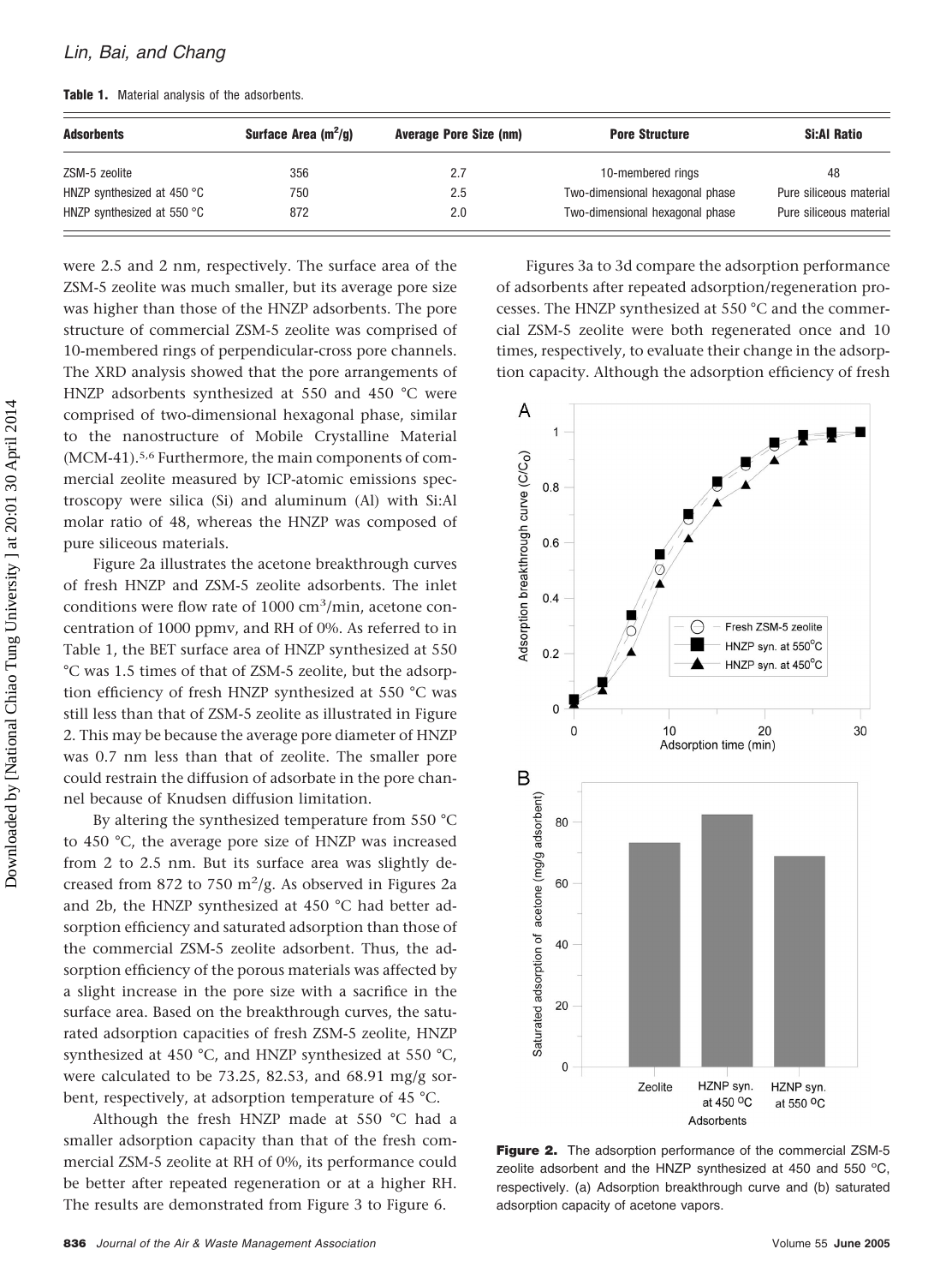**Table 1.** Material analysis of the adsorbents.

| Adsorbents | Surface Area ($m^2$/g) | Average Pore Size (nm) | Pore Structure | Si:Al Ratio |
| --- | --- | --- | --- | --- |
| ZSM-5 zeolite | 356 | 2.7 | 10-membered rings | 48 |
| HNZP synthesized at 450 °C | 750 | 2.5 | Two-dimensional hexagonal phase | Pure siliceous material |
| HNZP synthesized at 550 °C | 872 | 2.0 | Two-dimensional hexagonal phase | Pure siliceous material |

were 2.5 and 2 nm, respectively. The surface area of the ZSM-5 zeolite was much smaller, but its average pore size was higher than those of the HNZP adsorbents. The pore structure of commercial ZSM-5 zeolite was comprised of 10-membered rings of perpendicular-cross pore channels. The XRD analysis showed that the pore arrangements of HNZP adsorbents synthesized at 550 and 450 °C were comprised of two-dimensional hexagonal phase, similar to the nanostructure of Mobile Crystalline Material (MCM-41).[5,6] Furthermore, the main components of commercial zeolite measured by ICP-atomic emissions spectroscopy were silica (Si) and aluminum (Al) with Si:Al molar ratio of 48, whereas the HNZP was composed of pure siliceous materials.

Figure 2a illustrates the acetone breakthrough curves of fresh HNZP and ZSM-5 zeolite adsorbents. The inlet conditions were flow rate of 1000 $cm^3$/min, acetone concentration of 1000 ppmv, and RH of 0%. As referred to in Table 1, the BET surface area of HNZP synthesized at 550 °C was 1.5 times of that of ZSM-5 zeolite, but the adsorption efficiency of fresh HNZP synthesized at 550 °C was still less than that of ZSM-5 zeolite as illustrated in Figure 2. This may be because the average pore diameter of HNZP was 0.7 nm less than that of zeolite. The smaller pore could restrain the diffusion of adsorbate in the pore channel because of Knudsen diffusion limitation.

By altering the synthesized temperature from 550 °C to 450 °C, the average pore size of HNZP was increased from 2 to 2.5 nm. But its surface area was slightly decreased from 872 to 750 $m^2$/g. As observed in Figures 2a and 2b, the HNZP synthesized at 450 °C had better adsorption efficiency and saturated adsorption than those of the commercial ZSM-5 zeolite adsorbent. Thus, the adsorption efficiency of the porous materials was affected by a slight increase in the pore size with a sacrifice in the surface area. Based on the breakthrough curves, the saturated adsorption capacities of fresh ZSM-5 zeolite, HNZP synthesized at 450 °C, and HNZP synthesized at 550 °C, were calculated to be 73.25, 82.53, and 68.91 mg/g sorbent, respectively, at adsorption temperature of 45 °C.

Although the fresh HNZP made at 550 °C had a smaller adsorption capacity than that of the fresh commercial ZSM-5 zeolite at RH of 0%, its performance could be better after repeated regeneration or at a higher RH. The results are demonstrated from Figure 3 to Figure 6.

Figures 3a to 3d compare the adsorption performance of adsorbents after repeated adsorption/regeneration processes. The HNZP synthesized at 550 °C and the commercial ZSM-5 zeolite were both regenerated once and 10 times, respectively, to evaluate their change in the adsorption capacity. Although the adsorption efficiency of fresh

**Figure 2.** The adsorption performance of the commercial ZSM-5 zeolite adsorbent and the HNZP synthesized at 450 and 550 °C, respectively. (a) Adsorption breakthrough curve and (b) saturated adsorption capacity of acetone vapors.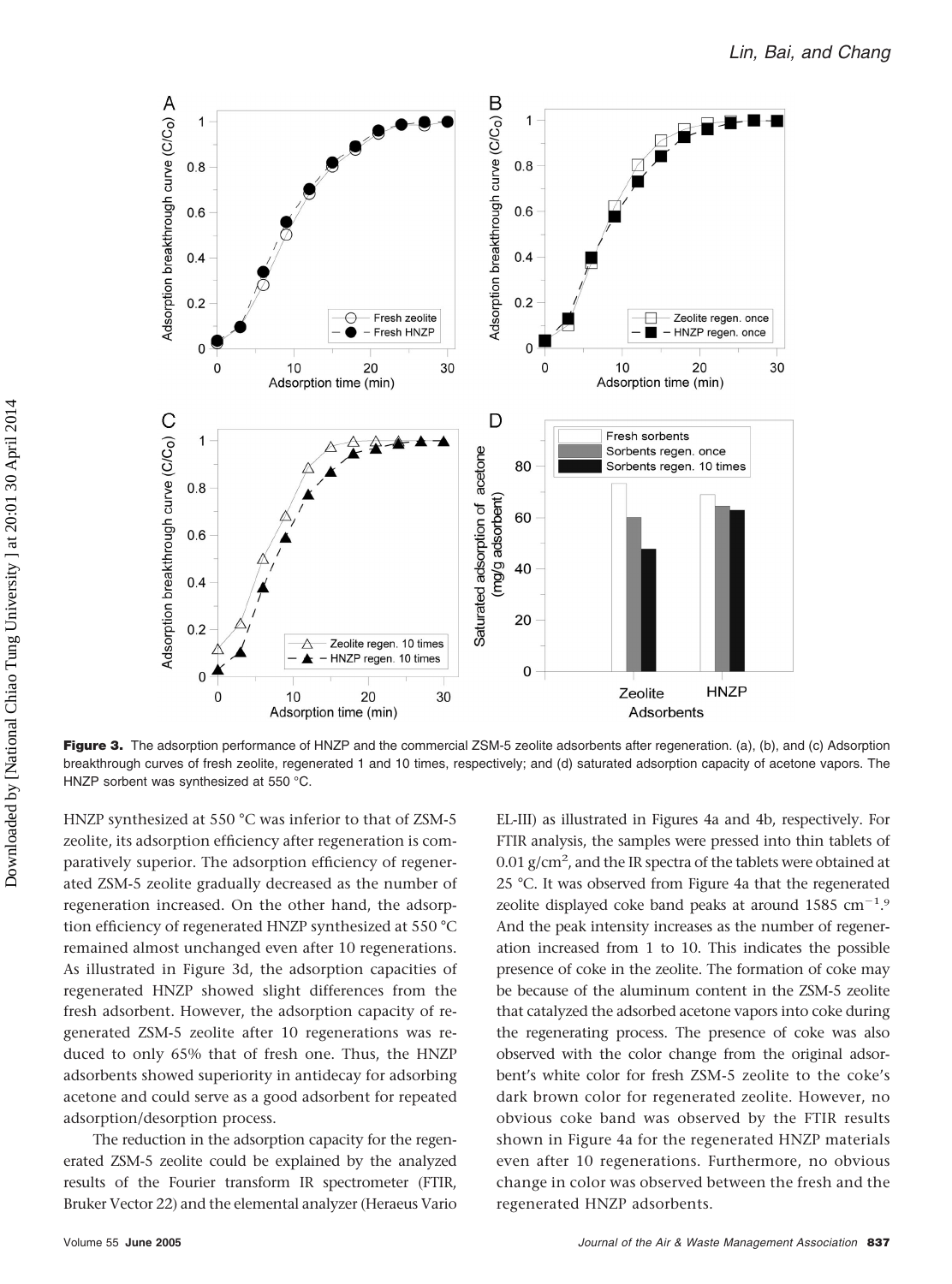**Figure 3.** The adsorption performance of HNZP and the commercial ZSM-5 zeolite adsorbents after regeneration. (a), (b), and (c) Adsorption breakthrough curves of fresh zeolite, regenerated 1 and 10 times, respectively; and (d) saturated adsorption capacity of acetone vapors. The HNZP sorbent was synthesized at 550 °C.

HNZP synthesized at 550 °C was inferior to that of ZSM-5 zeolite, its adsorption efficiency after regeneration is comparatively superior. The adsorption efficiency of regenerated ZSM-5 zeolite gradually decreased as the number of regeneration increased. On the other hand, the adsorption efficiency of regenerated HNZP synthesized at 550 °C remained almost unchanged even after 10 regenerations. As illustrated in Figure 3d, the adsorption capacities of regenerated HNZP showed slight differences from the fresh adsorbent. However, the adsorption capacity of regenerated ZSM-5 zeolite after 10 regenerations was reduced to only 65% that of fresh one. Thus, the HNZP adsorbents showed superiority in antidecay for adsorbing acetone and could serve as a good adsorbent for repeated adsorption/desorption process.

The reduction in the adsorption capacity for the regenerated ZSM-5 zeolite could be explained by the analyzed results of the Fourier transform IR spectrometer (FTIR, Bruker Vector 22) and the elemental analyzer (Heraeus Vario EL-III) as illustrated in Figures 4a and 4b, respectively. For FTIR analysis, the samples were pressed into thin tablets of 0.01 g/cm$^2$, and the IR spectra of the tablets were obtained at 25 °C. It was observed from Figure 4a that the regenerated zeolite displayed coke band peaks at around 1585 cm$^{-1}$.[9] And the peak intensity increases as the number of regeneration increased from 1 to 10. This indicates the possible presence of coke in the zeolite. The formation of coke may be because of the aluminum content in the ZSM-5 zeolite that catalyzed the adsorbed acetone vapors into coke during the regenerating process. The presence of coke was also observed with the color change from the original adsorbent's white color for fresh ZSM-5 zeolite to the coke's dark brown color for regenerated zeolite. However, no obvious coke band was observed by the FTIR results shown in Figure 4a for the regenerated HNZP materials even after 10 regenerations. Furthermore, no obvious change in color was observed between the fresh and the regenerated HNZP adsorbents.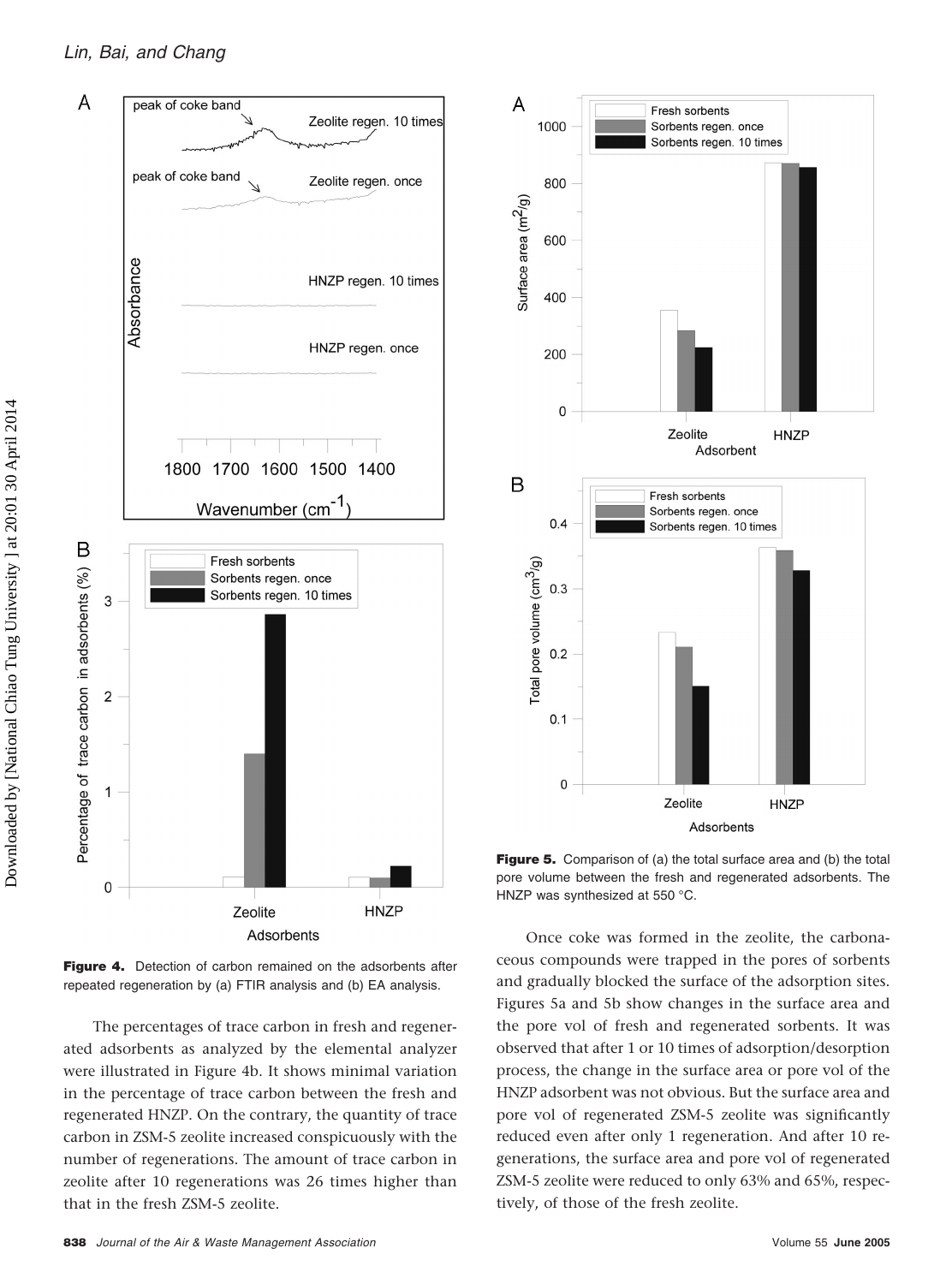**Figure 4.** Detection of carbon remained on the adsorbents after repeated regeneration by (a) FTIR analysis and (b) EA analysis.

The percentages of trace carbon in fresh and regenerated adsorbents as analyzed by the elemental analyzer were illustrated in Figure 4b. It shows minimal variation in the percentage of trace carbon between the fresh and regenerated HNZP. On the contrary, the quantity of trace carbon in ZSM-5 zeolite increased conspicuously with the number of regenerations. The amount of trace carbon in zeolite after 10 regenerations was 26 times higher than that in the fresh ZSM-5 zeolite.

**Figure 5.** Comparison of (a) the total surface area and (b) the total pore volume between the fresh and regenerated adsorbents. The HNZP was synthesized at 550 °C.

Once coke was formed in the zeolite, the carbonaceous compounds were trapped in the pores of sorbents and gradually blocked the surface of the adsorption sites. Figures 5a and 5b show changes in the surface area and the pore vol of fresh and regenerated sorbents. It was observed that after 1 or 10 times of adsorption/desorption process, the change in the surface area or pore vol of the HNZP adsorbent was not obvious. But the surface area and pore vol of regenerated ZSM-5 zeolite was significantly reduced even after only 1 regeneration. And after 10 regenerations, the surface area and pore vol of regenerated ZSM-5 zeolite were reduced to only 63% and 65%, respectively, of those of the fresh zeolite.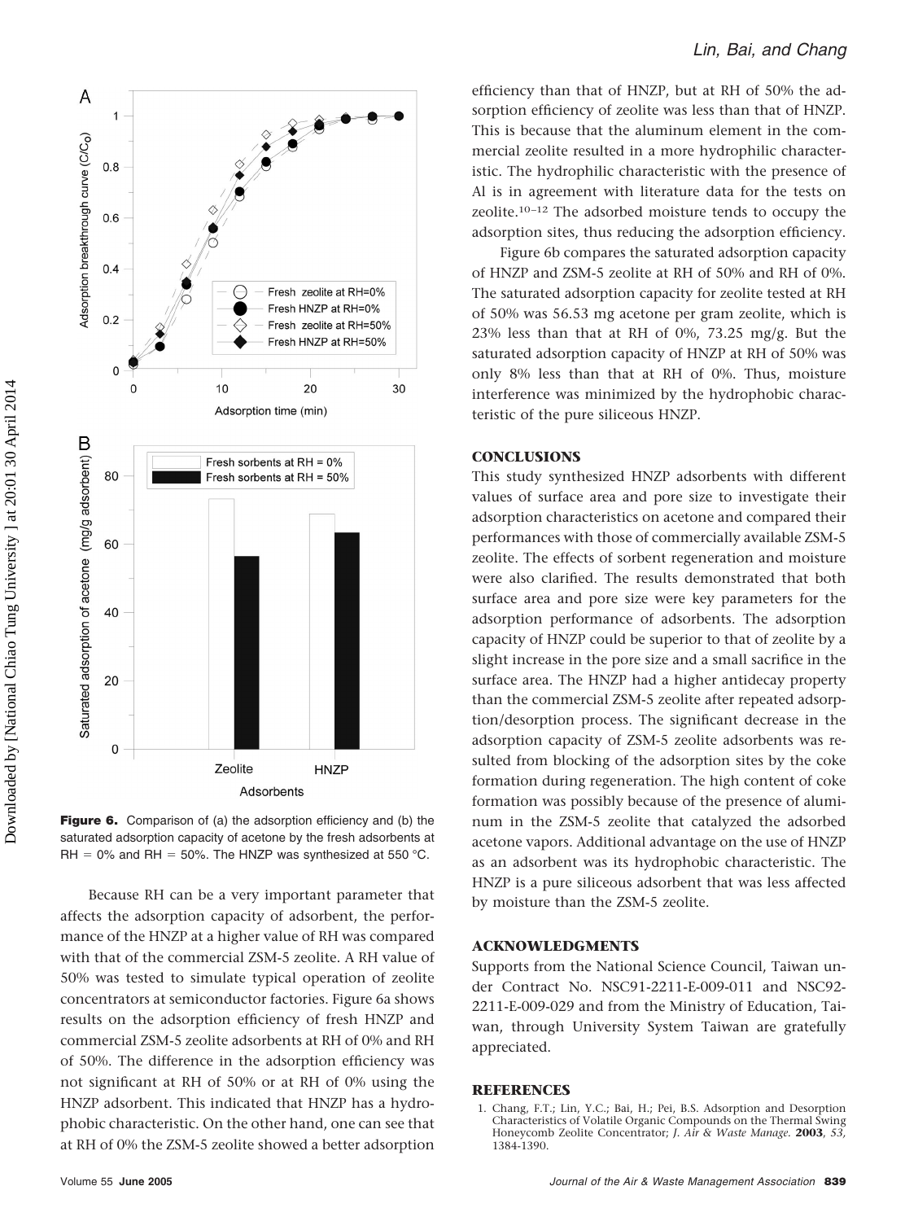Figure 6. Comparison of (a) the adsorption efficiency and (b) the saturated adsorption capacity of acetone by the fresh adsorbents at RH = 0% and RH = 50%. The HNZP was synthesized at 550 °C.

Because RH can be a very important parameter that affects the adsorption capacity of adsorbent, the performance of the HNZP at a higher value of RH was compared with that of the commercial ZSM-5 zeolite. A RH value of 50% was tested to simulate typical operation of zeolite concentrators at semiconductor factories. Figure 6a shows results on the adsorption efficiency of fresh HNZP and commercial ZSM-5 zeolite adsorbents at RH of 0% and RH of 50%. The difference in the adsorption efficiency was not significant at RH of 50% or at RH of 0% using the HNZP adsorbent. This indicated that HNZP has a hydrophobic characteristic. On the other hand, one can see that at RH of 0% the ZSM-5 zeolite showed a better adsorption efficiency than that of HNZP, but at RH of 50% the adsorption efficiency of zeolite was less than that of HNZP. This is because that the aluminum element in the commercial zeolite resulted in a more hydrophilic characteristic. The hydrophilic characteristic with the presence of Al is in agreement with literature data for the tests on zeolite.[10–12] The adsorbed moisture tends to occupy the adsorption sites, thus reducing the adsorption efficiency.

Figure 6b compares the saturated adsorption capacity of HNZP and ZSM-5 zeolite at RH of 50% and RH of 0%. The saturated adsorption capacity for zeolite tested at RH of 50% was 56.53 mg acetone per gram zeolite, which is 23% less than that at RH of 0%, 73.25 mg/g. But the saturated adsorption capacity of HNZP at RH of 50% was only 8% less than that at RH of 0%. Thus, moisture interference was minimized by the hydrophobic characteristic of the pure siliceous HNZP.

## CONCLUSIONS

This study synthesized HNZP adsorbents with different values of surface area and pore size to investigate their adsorption characteristics on acetone and compared their performances with those of commercially available ZSM-5 zeolite. The effects of sorbent regeneration and moisture were also clarified. The results demonstrated that both surface area and pore size were key parameters for the adsorption performance of adsorbents. The adsorption capacity of HNZP could be superior to that of zeolite by a slight increase in the pore size and a small sacrifice in the surface area. The HNZP had a higher antidecay property than the commercial ZSM-5 zeolite after repeated adsorption/desorption process. The significant decrease in the adsorption capacity of ZSM-5 zeolite adsorbents was resulted from blocking of the adsorption sites by the coke formation during regeneration. The high content of coke formation was possibly because of the presence of aluminum in the ZSM-5 zeolite that catalyzed the adsorbed acetone vapors. Additional advantage on the use of HNZP as an adsorbent was its hydrophobic characteristic. The HNZP is a pure siliceous adsorbent that was less affected by moisture than the ZSM-5 zeolite.

## ACKNOWLEDGMENTS

Supports from the National Science Council, Taiwan under Contract No. NSC91-2211-E-009-011 and NSC92-2211-E-009-029 and from the Ministry of Education, Taiwan, through University System Taiwan are gratefully appreciated.

## REFERENCES

1. Chang, F.T.; Lin, Y.C.; Bai, H.; Pei, B.S. Adsorption and Desorption Characteristics of Volatile Organic Compounds on the Thermal Swing Honeycomb Zeolite Concentrator; *J. Air & Waste Manage.* **2003**, *53*, 1384-1390.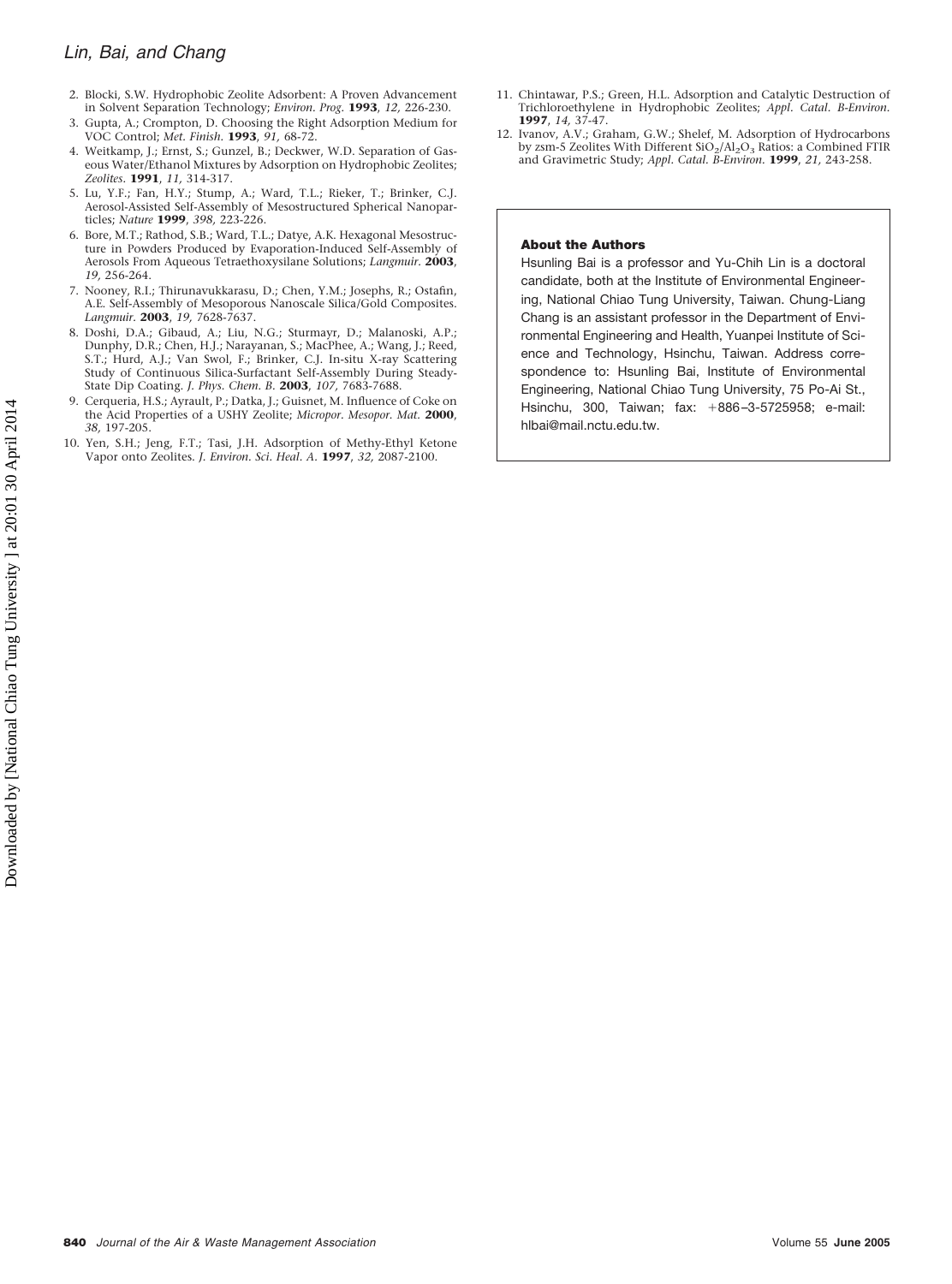2. Blocki, S.W. Hydrophobic Zeolite Adsorbent: A Proven Advancement in Solvent Separation Technology; *Environ. Prog.* **1993**, *12,* 226-230.
3. Gupta, A.; Crompton, D. Choosing the Right Adsorption Medium for VOC Control; *Met. Finish.* **1993**, *91,* 68-72.
4. Weitkamp, J.; Ernst, S.; Gunzel, B.; Deckwer, W.D. Separation of Gaseous Water/Ethanol Mixtures by Adsorption on Hydrophobic Zeolites; *Zeolites.* **1991**, *11,* 314-317.
5. Lu, Y.F.; Fan, H.Y.; Stump, A.; Ward, T.L.; Rieker, T.; Brinker, C.J. Aerosol-Assisted Self-Assembly of Mesostructured Spherical Nanoparticles; *Nature* **1999**, *398,* 223-226.
6. Bore, M.T.; Rathod, S.B.; Ward, T.L.; Datye, A.K. Hexagonal Mesostructure in Powders Produced by Evaporation-Induced Self-Assembly of Aerosols From Aqueous Tetraethoxysilane Solutions; *Langmuir.* **2003**, *19,* 256-264.
7. Nooney, R.I.; Thirunavukkarasu, D.; Chen, Y.M.; Josephs, R.; Ostafin, A.E. Self-Assembly of Mesoporous Nanoscale Silica/Gold Composites. *Langmuir.* **2003**, *19,* 7628-7637.
8. Doshi, D.A.; Gibaud, A.; Liu, N.G.; Sturmayr, D.; Malanoski, A.P.; Dunphy, D.R.; Chen, H.J.; Narayanan, S.; MacPhee, A.; Wang, J.; Reed, S.T.; Hurd, A.J.; Van Swol, F.; Brinker, C.J. In-situ X-ray Scattering Study of Continuous Silica-Surfactant Self-Assembly During Steady-State Dip Coating. *J. Phys. Chem. B.* **2003**, *107,* 7683-7688.
9. Cerqueria, H.S.; Ayrault, P.; Datka, J.; Guisnet, M. Influence of Coke on the Acid Properties of a USHY Zeolite; *Micropor. Mesopor. Mat.* **2000**, *38,* 197-205.
10. Yen, S.H.; Jeng, F.T.; Tasi, J.H. Adsorption of Methy-Ethyl Ketone Vapor onto Zeolites. *J. Environ. Sci. Heal. A.* **1997**, *32,* 2087-2100.
11. Chintawar, P.S.; Green, H.L. Adsorption and Catalytic Destruction of Trichloroethylene in Hydrophobic Zeolites; *Appl. Catal. B-Environ.* **1997**, *14,* 37-47.
12. Ivanov, A.V.; Graham, G.W.; Shelef, M. Adsorption of Hydrocarbons by zsm-5 Zeolites With Different $SiO_2/Al_2O_3$ Ratios: a Combined FTIR and Gravimetric Study; *Appl. Catal. B-Environ.* **1999**, *21,* 243-258.

### About the Authors

Hsunling Bai is a professor and Yu-Chih Lin is a doctoral candidate, both at the Institute of Environmental Engineering, National Chiao Tung University, Taiwan. Chung-Liang Chang is an assistant professor in the Department of Environmental Engineering and Health, Yuanpei Institute of Science and Technology, Hsinchu, Taiwan. Address correspondence to: Hsunling Bai, Institute of Environmental Engineering, National Chiao Tung University, 75 Po-Ai St., Hsinchu, 300, Taiwan; fax: +886–3-5725958; e-mail: hlbai@mail.nctu.edu.tw.